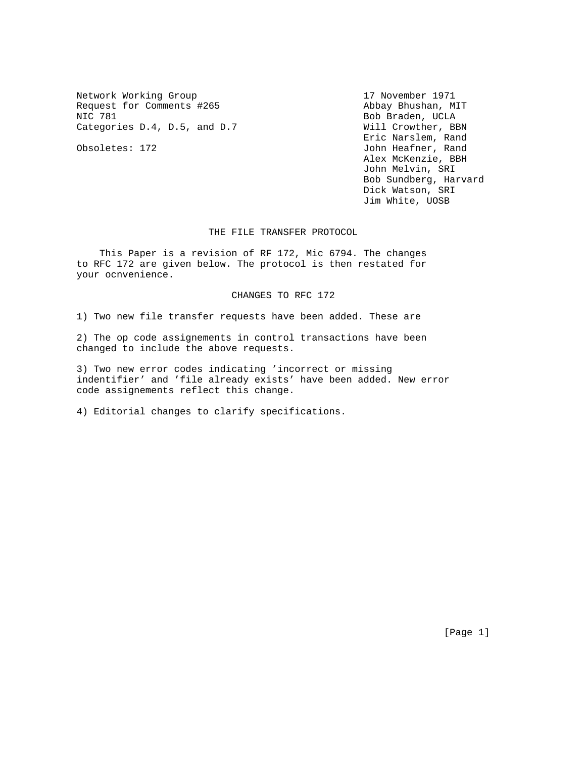Network Working Group
Request for Comments #265
NIC 781
Categories D.4, D.5, and D.7

Obsoletes: 172

17 November 1971
Abbay Bhushan, MIT
Bob Braden, UCLA
Will Crowther, BBN
Eric Narslem, Rand
John Heafner, Rand
Alex McKenzie, BBH
John Melvin, SRI
Bob Sundberg, Harvard
Dick Watson, SRI
Jim White, UOSB

# THE FILE TRANSFER PROTOCOL

This Paper is a revision of RF 172, Mic 6794. The changes to RFC 172 are given below. The protocol is then restated for your ocnvenience.

## CHANGES TO RFC 172

1) Two new file transfer requests have been added. These are

2) The op code assignements in control transactions have been changed to include the above requests.

3) Two new error codes indicating 'incorrect or missing indentifier' and 'file already exists' have been added. New error code assignements reflect this change.

4) Editorial changes to clarify specifications.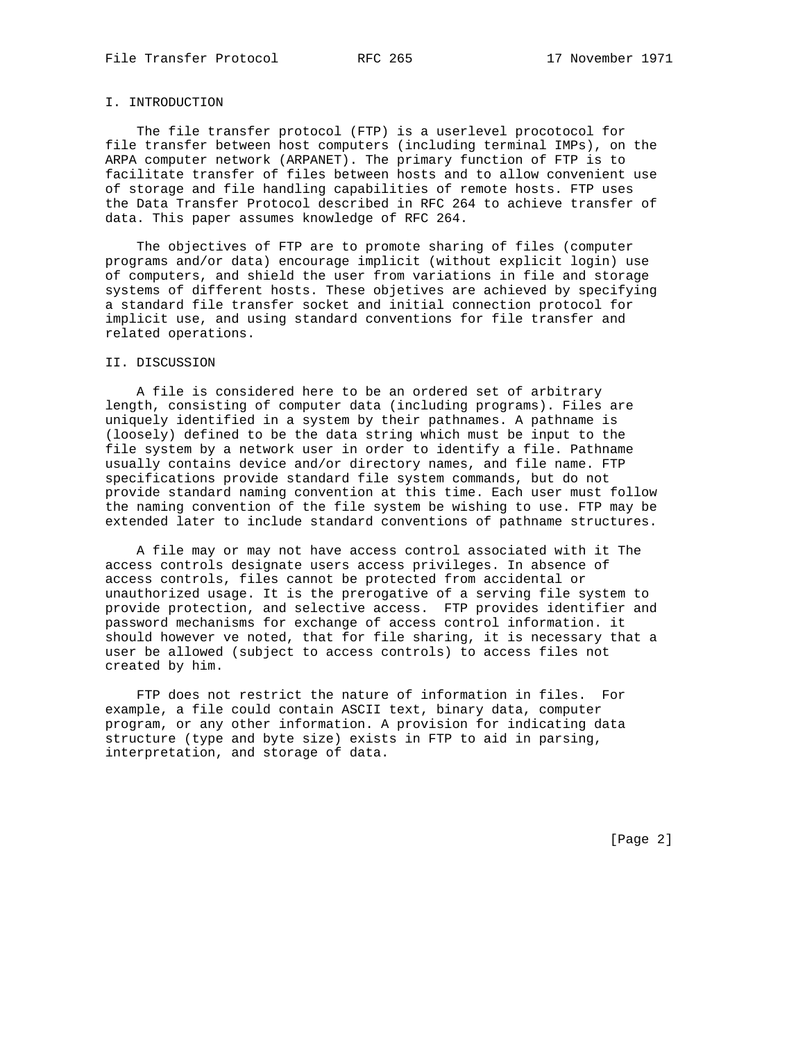## I. INTRODUCTION

The file transfer protocol (FTP) is a userlevel procotocol for file transfer between host computers (including terminal IMPs), on the ARPA computer network (ARPANET). The primary function of FTP is to facilitate transfer of files between hosts and to allow convenient use of storage and file handling capabilities of remote hosts. FTP uses the Data Transfer Protocol described in RFC 264 to achieve transfer of data. This paper assumes knowledge of RFC 264.

The objectives of FTP are to promote sharing of files (computer programs and/or data) encourage implicit (without explicit login) use of computers, and shield the user from variations in file and storage systems of different hosts. These objetives are achieved by specifying a standard file transfer socket and initial connection protocol for implicit use, and using standard conventions for file transfer and related operations.

## II. DISCUSSION

A file is considered here to be an ordered set of arbitrary length, consisting of computer data (including programs). Files are uniquely identified in a system by their pathnames. A pathname is (loosely) defined to be the data string which must be input to the file system by a network user in order to identify a file. Pathname usually contains device and/or directory names, and file name. FTP specifications provide standard file system commands, but do not provide standard naming convention at this time. Each user must follow the naming convention of the file system be wishing to use. FTP may be extended later to include standard conventions of pathname structures.

A file may or may not have access control associated with it The access controls designate users access privileges. In absence of access controls, files cannot be protected from accidental or unauthorized usage. It is the prerogative of a serving file system to provide protection, and selective access. FTP provides identifier and password mechanisms for exchange of access control information. it should however ve noted, that for file sharing, it is necessary that a user be allowed (subject to access controls) to access files not created by him.

FTP does not restrict the nature of information in files. For example, a file could contain ASCII text, binary data, computer program, or any other information. A provision for indicating data structure (type and byte size) exists in FTP to aid in parsing, interpretation, and storage of data.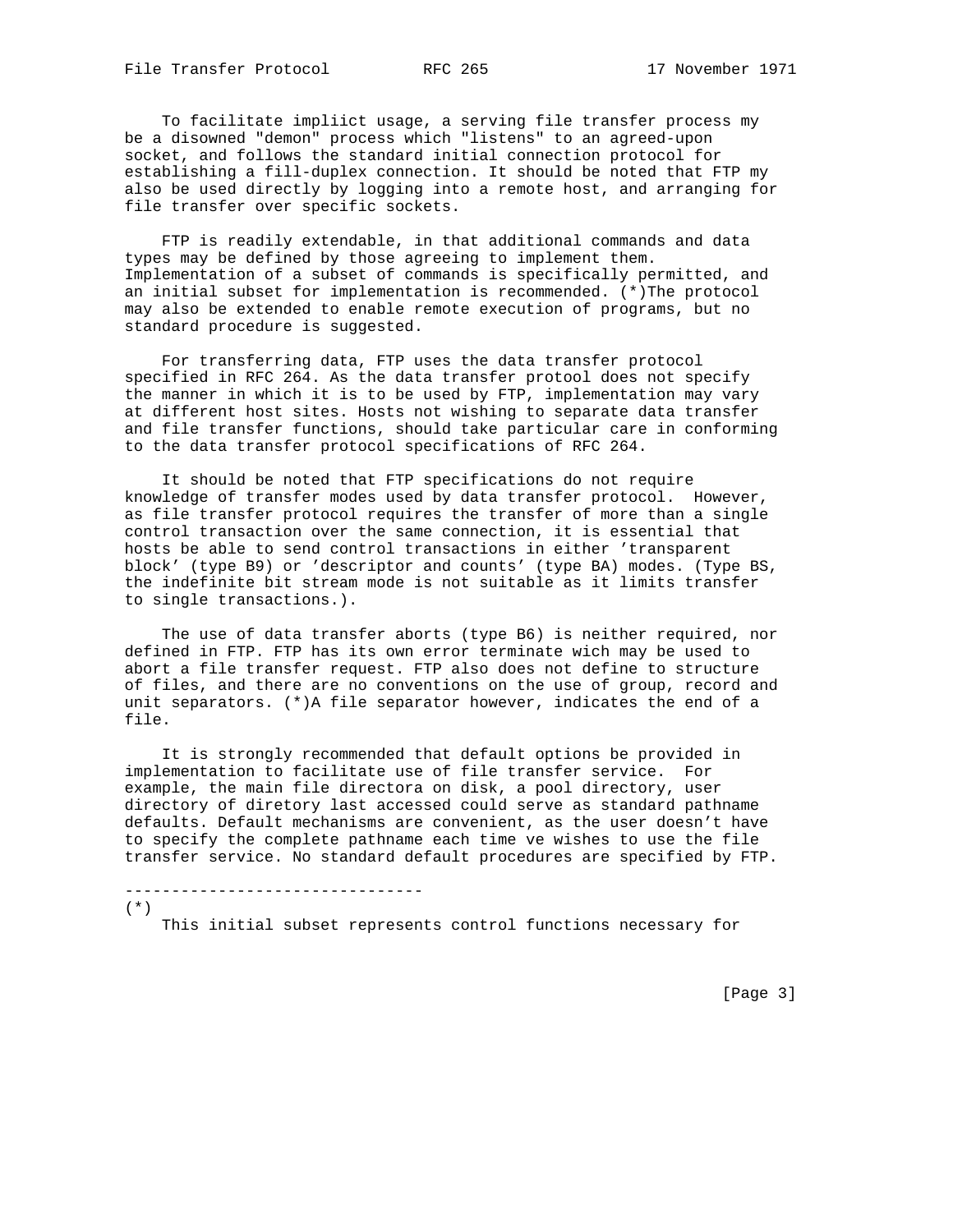To facilitate impliict usage, a serving file transfer process my be a disowned "demon" process which "listens" to an agreed-upon socket, and follows the standard initial connection protocol for establishing a fill-duplex connection. It should be noted that FTP my also be used directly by logging into a remote host, and arranging for file transfer over specific sockets.

FTP is readily extendable, in that additional commands and data types may be defined by those agreeing to implement them. Implementation of a subset of commands is specifically permitted, and an initial subset for implementation is recommended. (*)The protocol may also be extended to enable remote execution of programs, but no standard procedure is suggested.

For transferring data, FTP uses the data transfer protocol specified in RFC 264. As the data transfer protool does not specify the manner in which it is to be used by FTP, implementation may vary at different host sites. Hosts not wishing to separate data transfer and file transfer functions, should take particular care in conforming to the data transfer protocol specifications of RFC 264.

It should be noted that FTP specifications do not require knowledge of transfer modes used by data transfer protocol. However, as file transfer protocol requires the transfer of more than a single control transaction over the same connection, it is essential that hosts be able to send control transactions in either 'transparent block' (type B9) or 'descriptor and counts' (type BA) modes. (Type BS, the indefinite bit stream mode is not suitable as it limits transfer to single transactions.).

The use of data transfer aborts (type B6) is neither required, nor defined in FTP. FTP has its own error terminate wich may be used to abort a file transfer request. FTP also does not define to structure of files, and there are no conventions on the use of group, record and unit separators. (*)A file separator however, indicates the end of a file.

It is strongly recommended that default options be provided in implementation to facilitate use of file transfer service. For example, the main file directora on disk, a pool directory, user directory of diretory last accessed could serve as standard pathname defaults. Default mechanisms are convenient, as the user doesn't have to specify the complete pathname each time ve wishes to use the file transfer service. No standard default procedures are specified by FTP.

--------------------------------

(*)
This initial subset represents control functions necessary for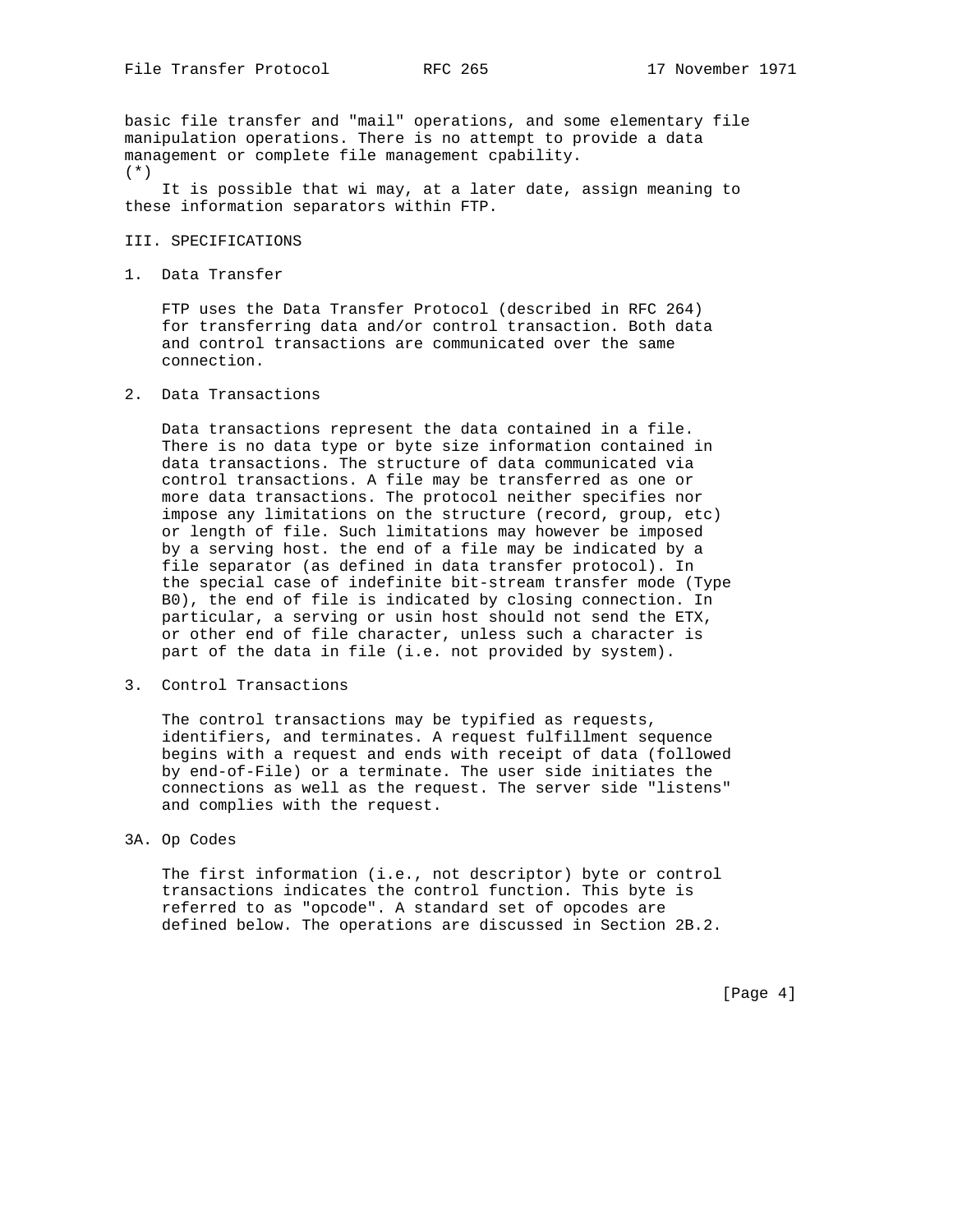basic file transfer and "mail" operations, and some elementary file manipulation operations. There is no attempt to provide a data management or complete file management cpability.

(*)
It is possible that wi may, at a later date, assign meaning to these information separators within FTP.

## III. SPECIFICATIONS

### 1. Data Transfer

FTP uses the Data Transfer Protocol (described in RFC 264) for transferring data and/or control transaction. Both data and control transactions are communicated over the same connection.

### 2. Data Transactions

Data transactions represent the data contained in a file. There is no data type or byte size information contained in data transactions. The structure of data communicated via control transactions. A file may be transferred as one or more data transactions. The protocol neither specifies nor impose any limitations on the structure (record, group, etc) or length of file. Such limitations may however be imposed by a serving host. the end of a file may be indicated by a file separator (as defined in data transfer protocol). In the special case of indefinite bit-stream transfer mode (Type B0), the end of file is indicated by closing connection. In particular, a serving or usin host should not send the ETX, or other end of file character, unless such a character is part of the data in file (i.e. not provided by system).

### 3. Control Transactions

The control transactions may be typified as requests, identifiers, and terminates. A request fulfillment sequence begins with a request and ends with receipt of data (followed by end-of-File) or a terminate. The user side initiates the connections as well as the request. The server side "listens" and complies with the request.

### 3A. Op Codes

The first information (i.e., not descriptor) byte or control transactions indicates the control function. This byte is referred to as "opcode". A standard set of opcodes are defined below. The operations are discussed in Section 2B.2.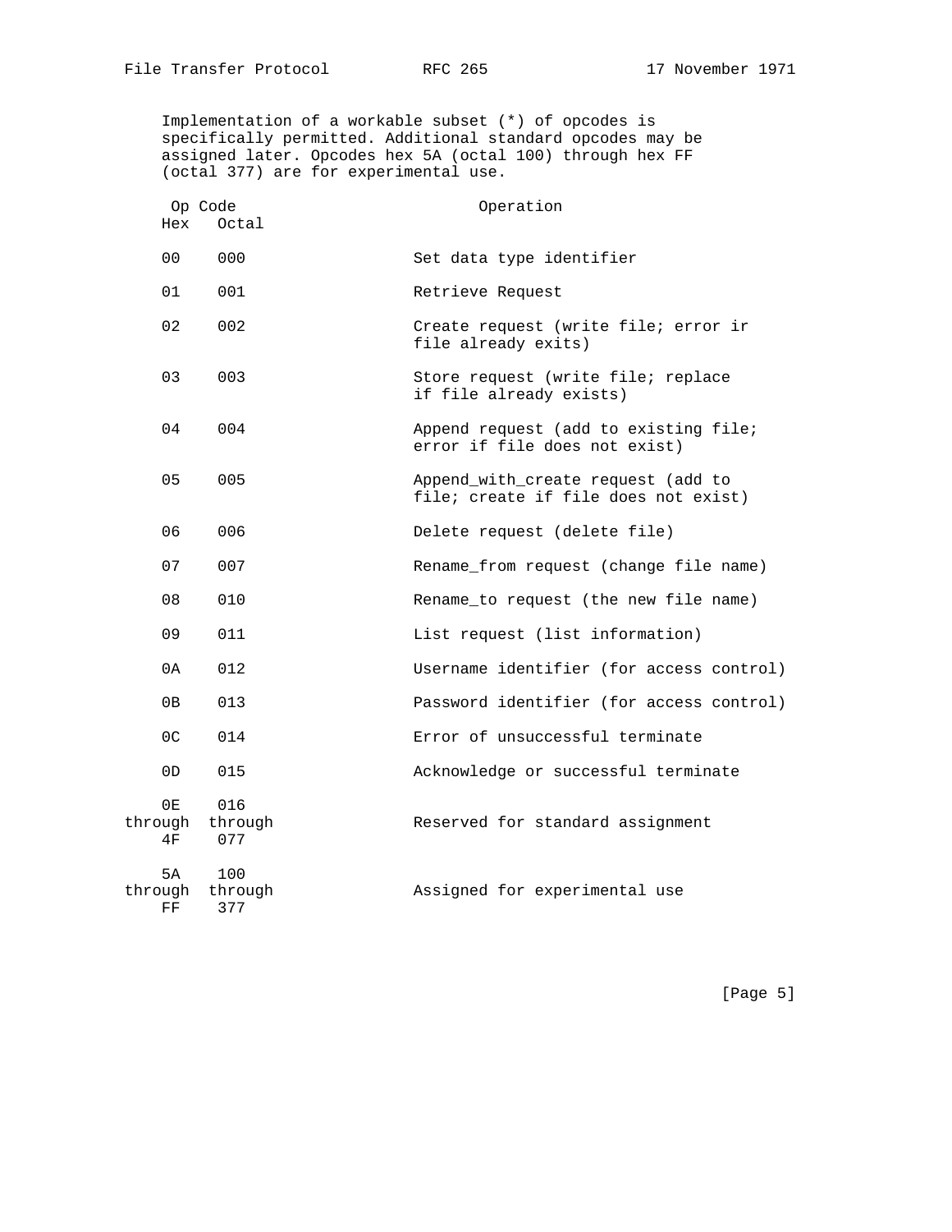Implementation of a workable subset (*) of opcodes is specifically permitted. Additional standard opcodes may be assigned later. Opcodes hex 5A (octal 100) through hex FF (octal 377) are for experimental use.

| Op Code Hex | Octal | Operation |
|---|---|---|
| 00 | 000 | Set data type identifier |
| 01 | 001 | Retrieve Request |
| 02 | 002 | Create request (write file; error ir file already exits) |
| 03 | 003 | Store request (write file; replace if file already exists) |
| 04 | 004 | Append request (add to existing file; error if file does not exist) |
| 05 | 005 | Append_with_create request (add to file; create if file does not exist) |
| 06 | 006 | Delete request (delete file) |
| 07 | 007 | Rename_from request (change file name) |
| 08 | 010 | Rename_to request (the new file name) |
| 09 | 011 | List request (list information) |
| 0A | 012 | Username identifier (for access control) |
| 0B | 013 | Password identifier (for access control) |
| 0C | 014 | Error of unsuccessful terminate |
| 0D | 015 | Acknowledge or successful terminate |
| 0E through 4F | 016 through 077 | Reserved for standard assignment |
| 5A through FF | 100 through 377 | Assigned for experimental use |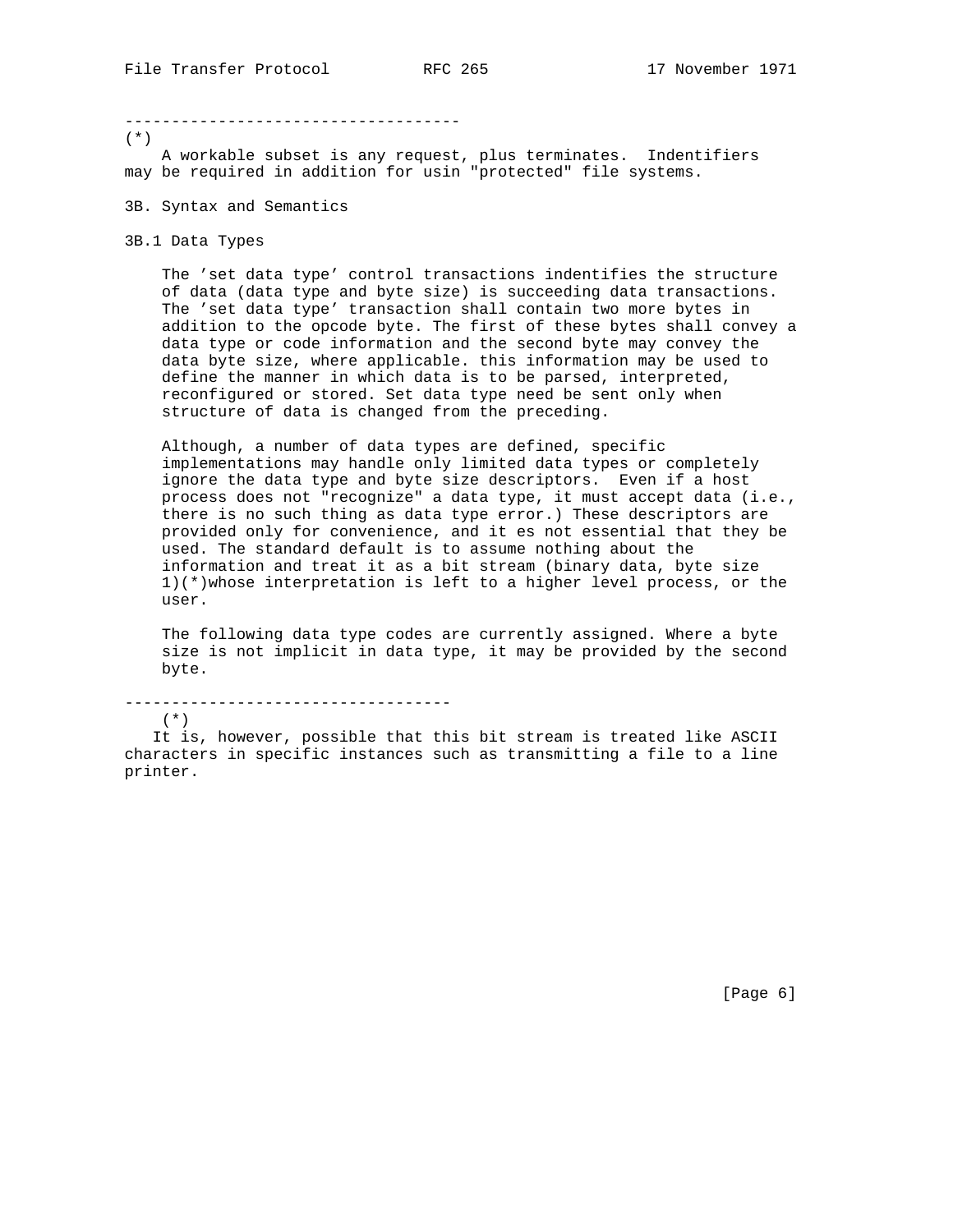-----------------------------------

(*)
A workable subset is any request, plus terminates.  Indentifiers may be required in addition for usin "protected" file systems.

### 3B. Syntax and Semantics

#### 3B.1 Data Types

The 'set data type' control transactions indentifies the structure of data (data type and byte size) is succeeding data transactions. The 'set data type' transaction shall contain two more bytes in addition to the opcode byte. The first of these bytes shall convey a data type or code information and the second byte may convey the data byte size, where applicable. this information may be used to define the manner in which data is to be parsed, interpreted, reconfigured or stored. Set data type need be sent only when structure of data is changed from the preceding.

Although, a number of data types are defined, specific implementations may handle only limited data types or completely ignore the data type and byte size descriptors.  Even if a host process does not "recognize" a data type, it must accept data (i.e., there is no such thing as data type error.) These descriptors are provided only for convenience, and it es not essential that they be used. The standard default is to assume nothing about the information and treat it as a bit stream (binary data, byte size 1)(*)whose interpretation is left to a higher level process, or the user.

The following data type codes are currently assigned. Where a byte size is not implicit in data type, it may be provided by the second byte.

-----------------------------------

(*)
It is, however, possible that this bit stream is treated like ASCII characters in specific instances such as transmitting a file to a line printer.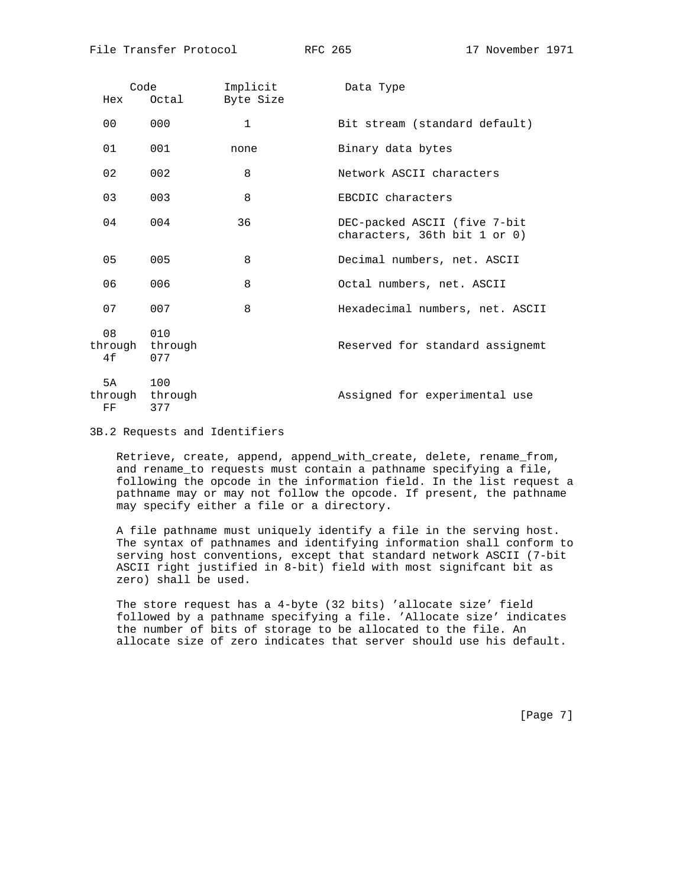| Code Hex | Code Octal | Implicit Byte Size | Data Type |
| --- | --- | --- | --- |
| 00 | 000 | 1 | Bit stream (standard default) |
| 01 | 001 | none | Binary data bytes |
| 02 | 002 | 8 | Network ASCII characters |
| 03 | 003 | 8 | EBCDIC characters |
| 04 | 004 | 36 | DEC-packed ASCII (five 7-bit characters, 36th bit 1 or 0) |
| 05 | 005 | 8 | Decimal numbers, net. ASCII |
| 06 | 006 | 8 | Octal numbers, net. ASCII |
| 07 | 007 | 8 | Hexadecimal numbers, net. ASCII |
| 08 through 4f | 010 through 077 | | Reserved for standard assignemt |
| 5A through FF | 100 through 377 | | Assigned for experimental use |

### 3B.2 Requests and Identifiers

Retrieve, create, append, append_with_create, delete, rename_from, and rename_to requests must contain a pathname specifying a file, following the opcode in the information field. In the list request a pathname may or may not follow the opcode. If present, the pathname may specify either a file or a directory.

A file pathname must uniquely identify a file in the serving host. The syntax of pathnames and identifying information shall conform to serving host conventions, except that standard network ASCII (7-bit ASCII right justified in 8-bit) field with most signifcant bit as zero) shall be used.

The store request has a 4-byte (32 bits) 'allocate size' field followed by a pathname specifying a file. 'Allocate size' indicates the number of bits of storage to be allocated to the file. An allocate size of zero indicates that server should use his default.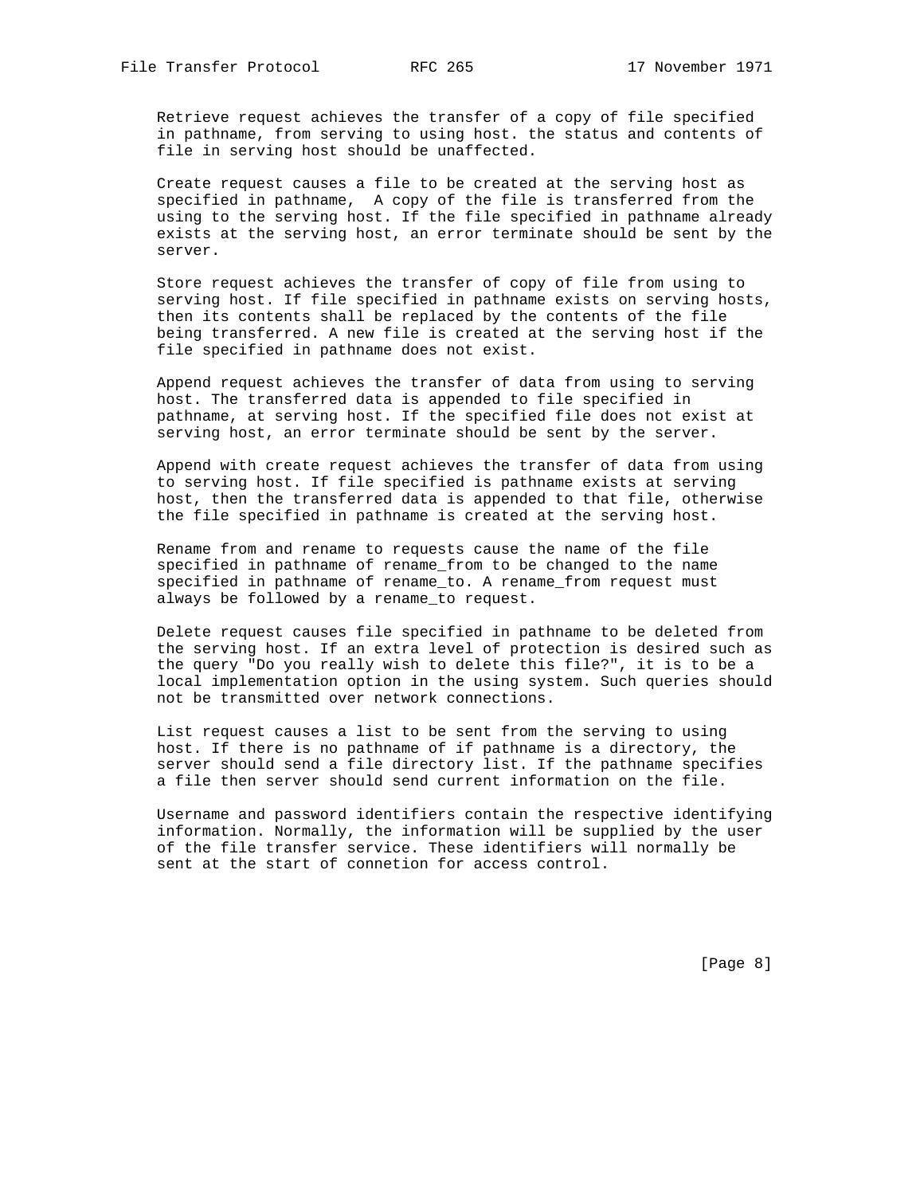Retrieve request achieves the transfer of a copy of file specified in pathname, from serving to using host. the status and contents of file in serving host should be unaffected.

Create request causes a file to be created at the serving host as specified in pathname,  A copy of the file is transferred from the using to the serving host. If the file specified in pathname already exists at the serving host, an error terminate should be sent by the server.

Store request achieves the transfer of copy of file from using to serving host. If file specified in pathname exists on serving hosts, then its contents shall be replaced by the contents of the file being transferred. A new file is created at the serving host if the file specified in pathname does not exist.

Append request achieves the transfer of data from using to serving host. The transferred data is appended to file specified in pathname, at serving host. If the specified file does not exist at serving host, an error terminate should be sent by the server.

Append with create request achieves the transfer of data from using to serving host. If file specified is pathname exists at serving host, then the transferred data is appended to that file, otherwise the file specified in pathname is created at the serving host.

Rename from and rename to requests cause the name of the file specified in pathname of rename_from to be changed to the name specified in pathname of rename_to. A rename_from request must always be followed by a rename_to request.

Delete request causes file specified in pathname to be deleted from the serving host. If an extra level of protection is desired such as the query "Do you really wish to delete this file?", it is to be a local implementation option in the using system. Such queries should not be transmitted over network connections.

List request causes a list to be sent from the serving to using host. If there is no pathname of if pathname is a directory, the server should send a file directory list. If the pathname specifies a file then server should send current information on the file.

Username and password identifiers contain the respective identifying information. Normally, the information will be supplied by the user of the file transfer service. These identifiers will normally be sent at the start of connetion for access control.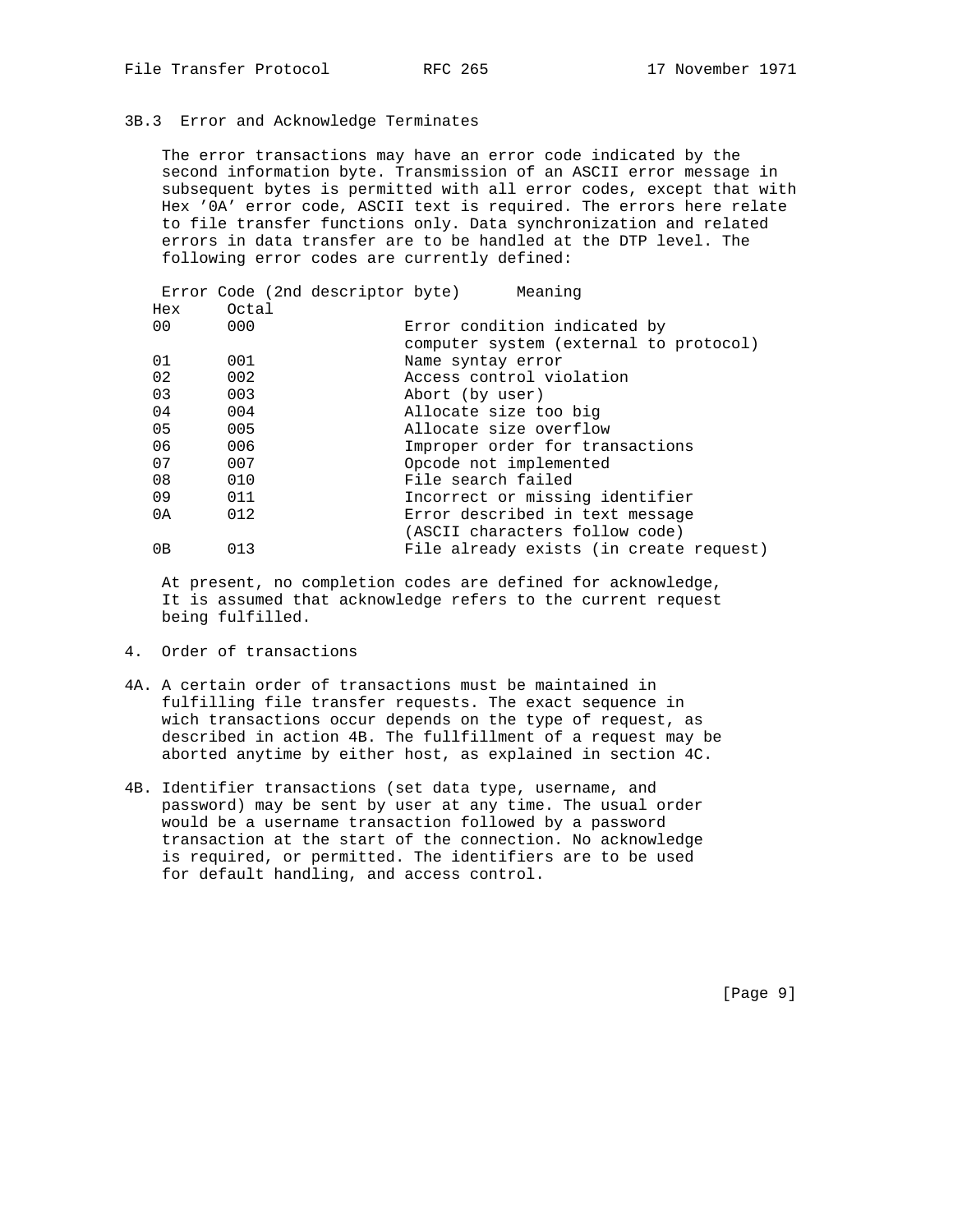### 3B.3 Error and Acknowledge Terminates

The error transactions may have an error code indicated by the second information byte. Transmission of an ASCII error message in subsequent bytes is permitted with all error codes, except that with Hex '0A' error code, ASCII text is required. The errors here relate to file transfer functions only. Data synchronization and related errors in data transfer are to be handled at the DTP level. The following error codes are currently defined:

| Error Code (2nd descriptor byte) Hex | Octal | Meaning |
|---|---|---|
| 00 | 000 | Error condition indicated by computer system (external to protocol) |
| 01 | 001 | Name syntay error |
| 02 | 002 | Access control violation |
| 03 | 003 | Abort (by user) |
| 04 | 004 | Allocate size too big |
| 05 | 005 | Allocate size overflow |
| 06 | 006 | Improper order for transactions |
| 07 | 007 | Opcode not implemented |
| 08 | 010 | File search failed |
| 09 | 011 | Incorrect or missing identifier |
| 0A | 012 | Error described in text message (ASCII characters follow code) |
| 0B | 013 | File already exists (in create request) |

At present, no completion codes are defined for acknowledge, It is assumed that acknowledge refers to the current request being fulfilled.

## 4. Order of transactions

4A. A certain order of transactions must be maintained in fulfilling file transfer requests. The exact sequence in wich transactions occur depends on the type of request, as described in action 4B. The fullfillment of a request may be aborted anytime by either host, as explained in section 4C.

4B. Identifier transactions (set data type, username, and password) may be sent by user at any time. The usual order would be a username transaction followed by a password transaction at the start of the connection. No acknowledge is required, or permitted. The identifiers are to be used for default handling, and access control.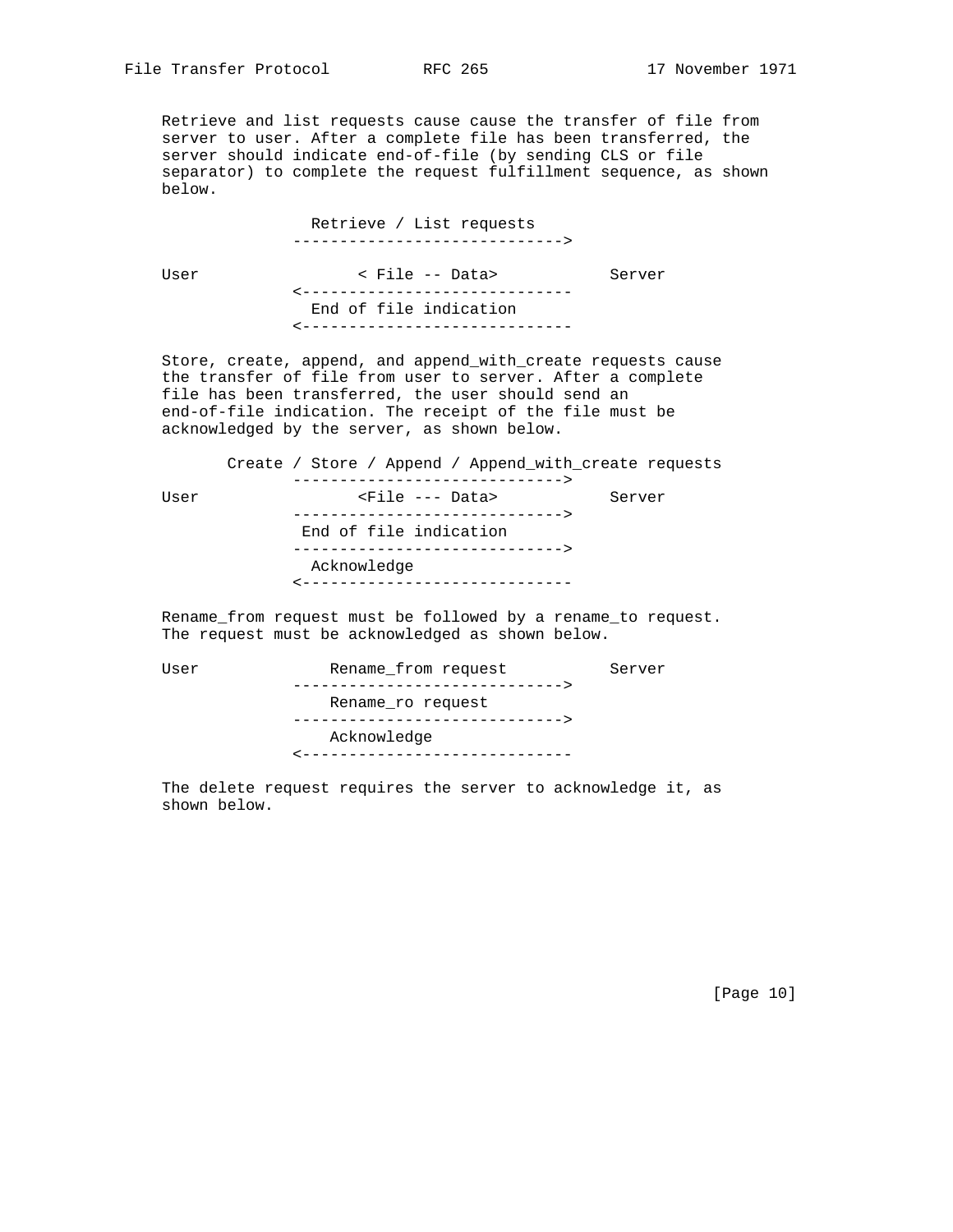Retrieve and list requests cause cause the transfer of file from server to user. After a complete file has been transferred, the server should indicate end-of-file (by sending CLS or file separator) to complete the request fulfillment sequence, as shown below.

```
                Retrieve / List requests
              ----------------------------->

User                 < File -- Data>            Server
              <-----------------------------
                End of file indication
              <-----------------------------
```

Store, create, append, and append_with_create requests cause the transfer of file from user to server. After a complete file has been transferred, the user should send an end-of-file indication. The receipt of the file must be acknowledged by the server, as shown below.

```
       Create / Store / Append / Append_with_create requests
              ----------------------------->
User                 <File --- Data>            Server
              ----------------------------->
               End of file indication
              ----------------------------->
                Acknowledge
              <-----------------------------
```

Rename_from request must be followed by a rename_to request. The request must be acknowledged as shown below.

```
User              Rename_from request           Server
              ----------------------------->
                  Rename_ro request
              ----------------------------->
                  Acknowledge
              <-----------------------------
```

The delete request requires the server to acknowledge it, as shown below.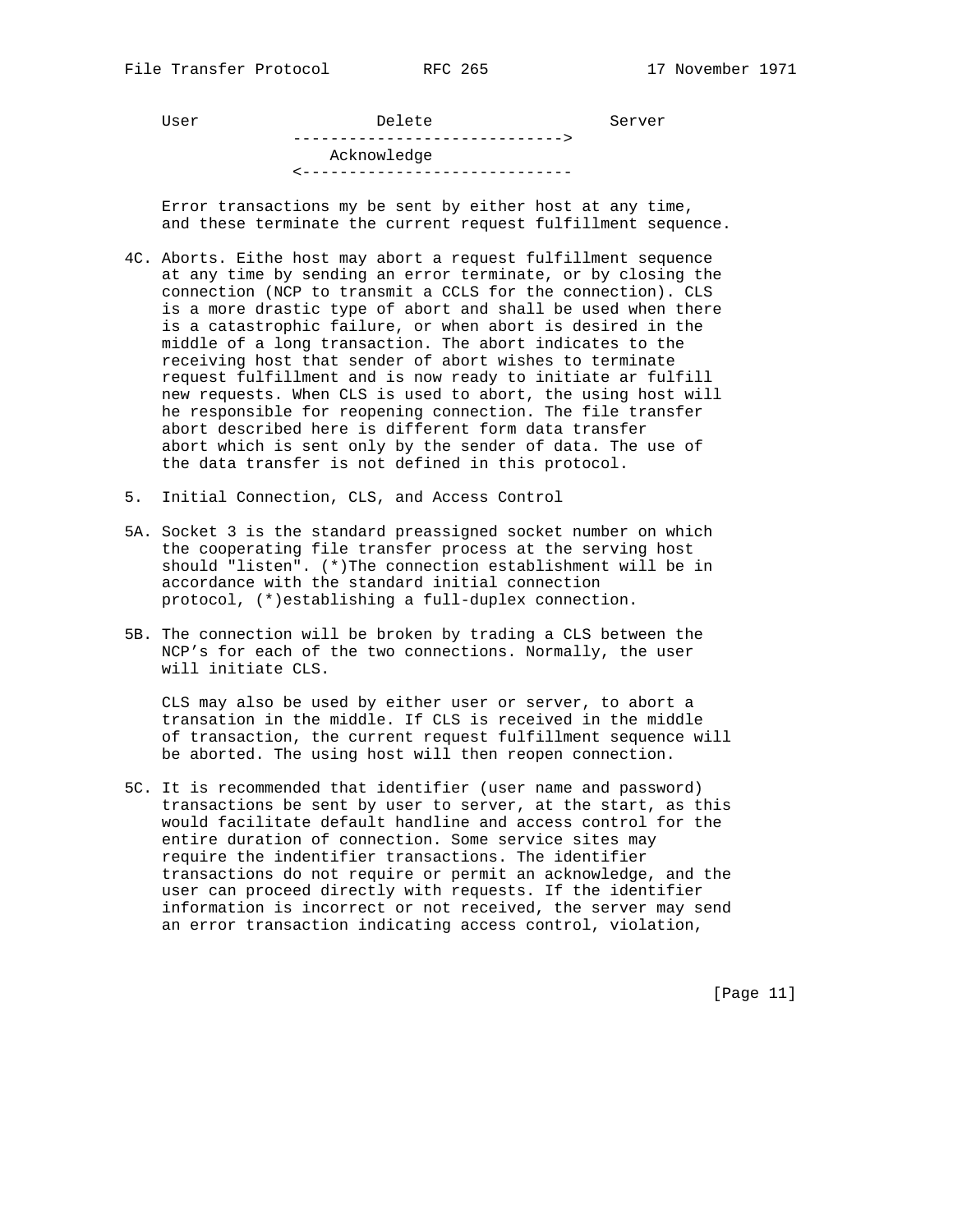```
User                 Delete                  Server
              ----------------------------->
                 Acknowledge
              <-----------------------------
```

Error transactions my be sent by either host at any time, and these terminate the current request fulfillment sequence.

4C. Aborts. Eithe host may abort a request fulfillment sequence at any time by sending an error terminate, or by closing the connection (NCP to transmit a CCLS for the connection). CLS is a more drastic type of abort and shall be used when there is a catastrophic failure, or when abort is desired in the middle of a long transaction. The abort indicates to the receiving host that sender of abort wishes to terminate request fulfillment and is now ready to initiate ar fulfill new requests. When CLS is used to abort, the using host will he responsible for reopening connection. The file transfer abort described here is different form data transfer abort which is sent only by the sender of data. The use of the data transfer is not defined in this protocol.

5. Initial Connection, CLS, and Access Control

5A. Socket 3 is the standard preassigned socket number on which the cooperating file transfer process at the serving host should "listen". (*)The connection establishment will be in accordance with the standard initial connection protocol, (*)establishing a full-duplex connection.

5B. The connection will be broken by trading a CLS between the NCP's for each of the two connections. Normally, the user will initiate CLS.

CLS may also be used by either user or server, to abort a transation in the middle. If CLS is received in the middle of transaction, the current request fulfillment sequence will be aborted. The using host will then reopen connection.

5C. It is recommended that identifier (user name and password) transactions be sent by user to server, at the start, as this would facilitate default handline and access control for the entire duration of connection. Some service sites may require the indentifier transactions. The identifier transactions do not require or permit an acknowledge, and the user can proceed directly with requests. If the identifier information is incorrect or not received, the server may send an error transaction indicating access control, violation,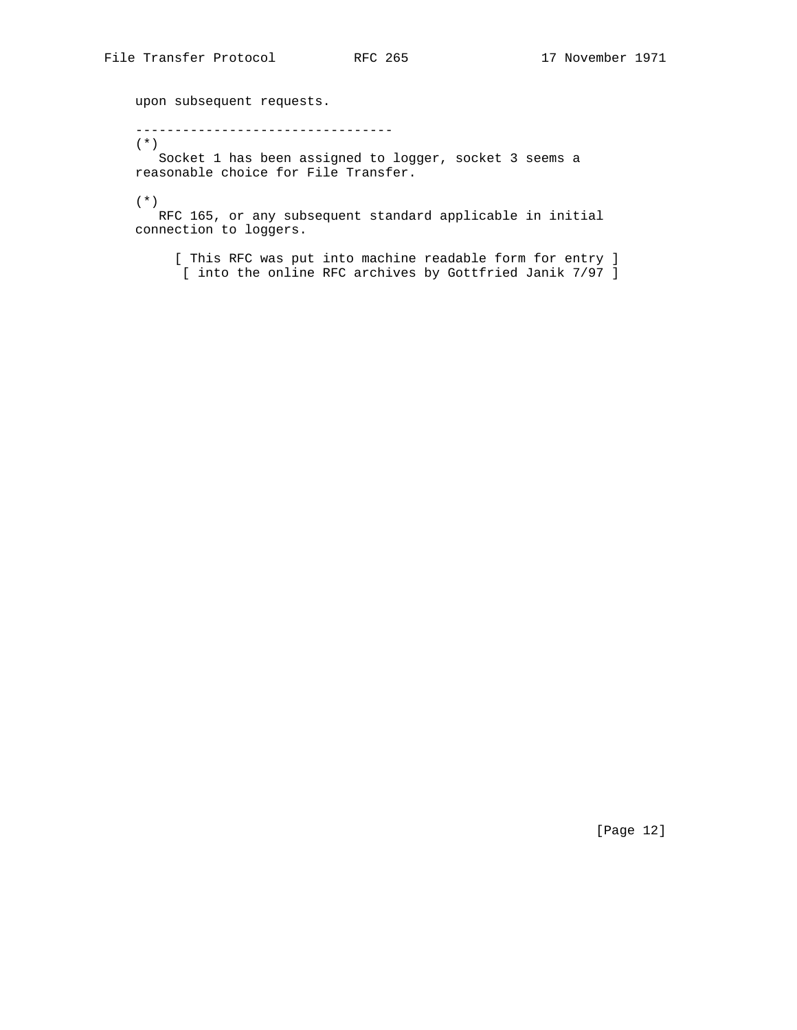upon subsequent requests.

---------------------------------

(*)
Socket 1 has been assigned to logger, socket 3 seems a reasonable choice for File Transfer.

(*)
RFC 165, or any subsequent standard applicable in initial connection to loggers.

[ This RFC was put into machine readable form for entry ]
[ into the online RFC archives by Gottfried Janik 7/97 ]